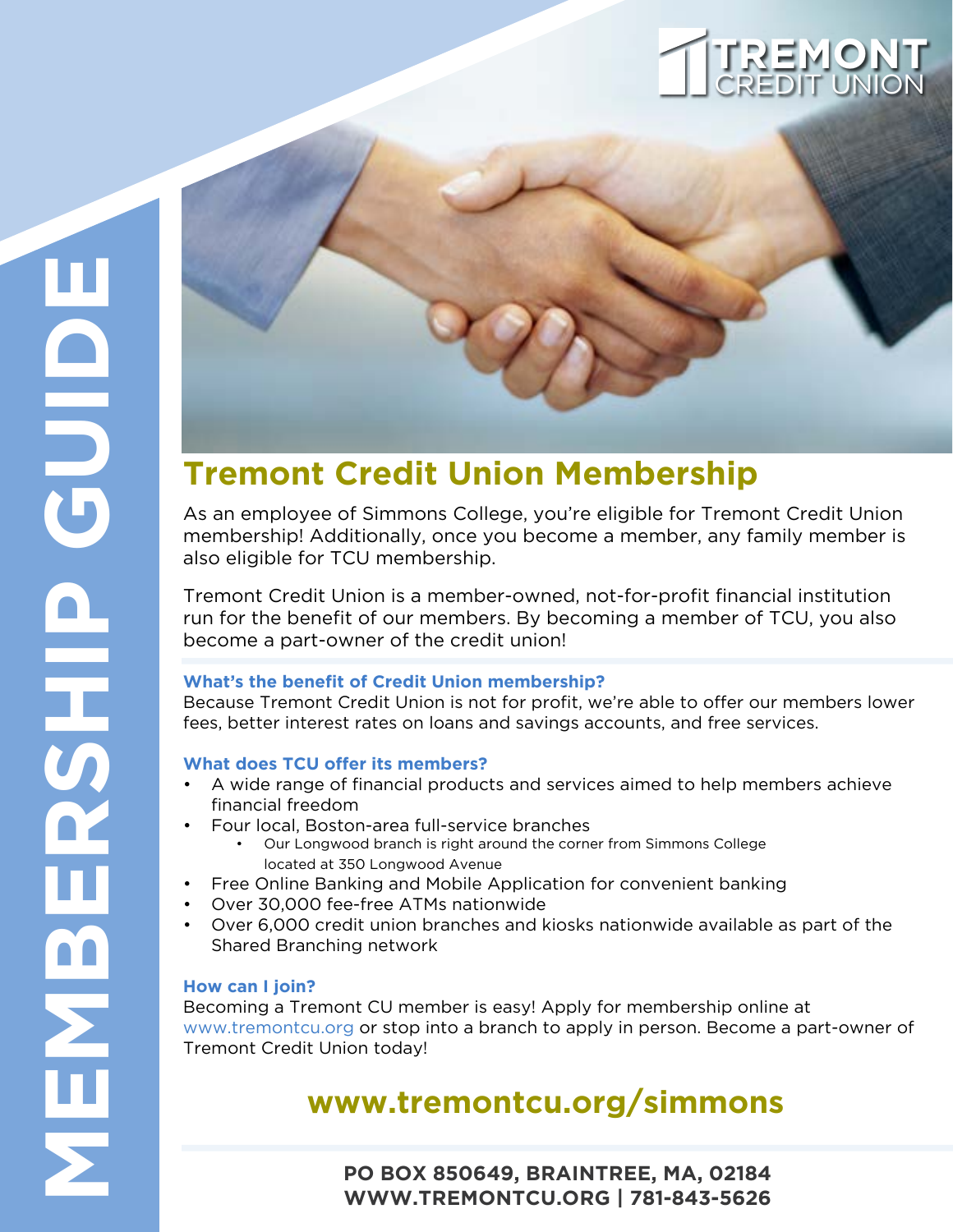MEMBERSHIP GUIDE

TREMONT CREDIT UNION

# Tremont Credit Union Membership

As an employee of Simmons College, you're eligible for Tremont Credit Union membership! Additionally, once you become a member, any family member is also eligible for TCU membership.

Tremont Credit Union is a member-owned, not-for-profit financial institution run for the benefit of our members. By becoming a member of TCU, you also become a part-owner of the credit union!

### What's the benefit of Credit Union membership?

Because Tremont Credit Union is not for profit, we're able to offer our members lower fees, better interest rates on loans and savings accounts, and free services.

### What does TCU offer its members?

- A wide range of financial products and services aimed to help members achieve financial freedom
- Four local, Boston-area full-service branches
  - Our Longwood branch is right around the corner from Simmons College located at 350 Longwood Avenue
- Free Online Banking and Mobile Application for convenient banking
- Over 30,000 fee-free ATMs nationwide
- Over 6,000 credit union branches and kiosks nationwide available as part of the Shared Branching network

### How can I join?

Becoming a Tremont CU member is easy! Apply for membership online at www.tremontcu.org or stop into a branch to apply in person. Become a part-owner of Tremont Credit Union today!

## www.tremontcu.org/simmons

**PO BOX 850649, BRAINTREE, MA, 02184**
**WWW.TREMONTCU.ORG | 781-843-5626**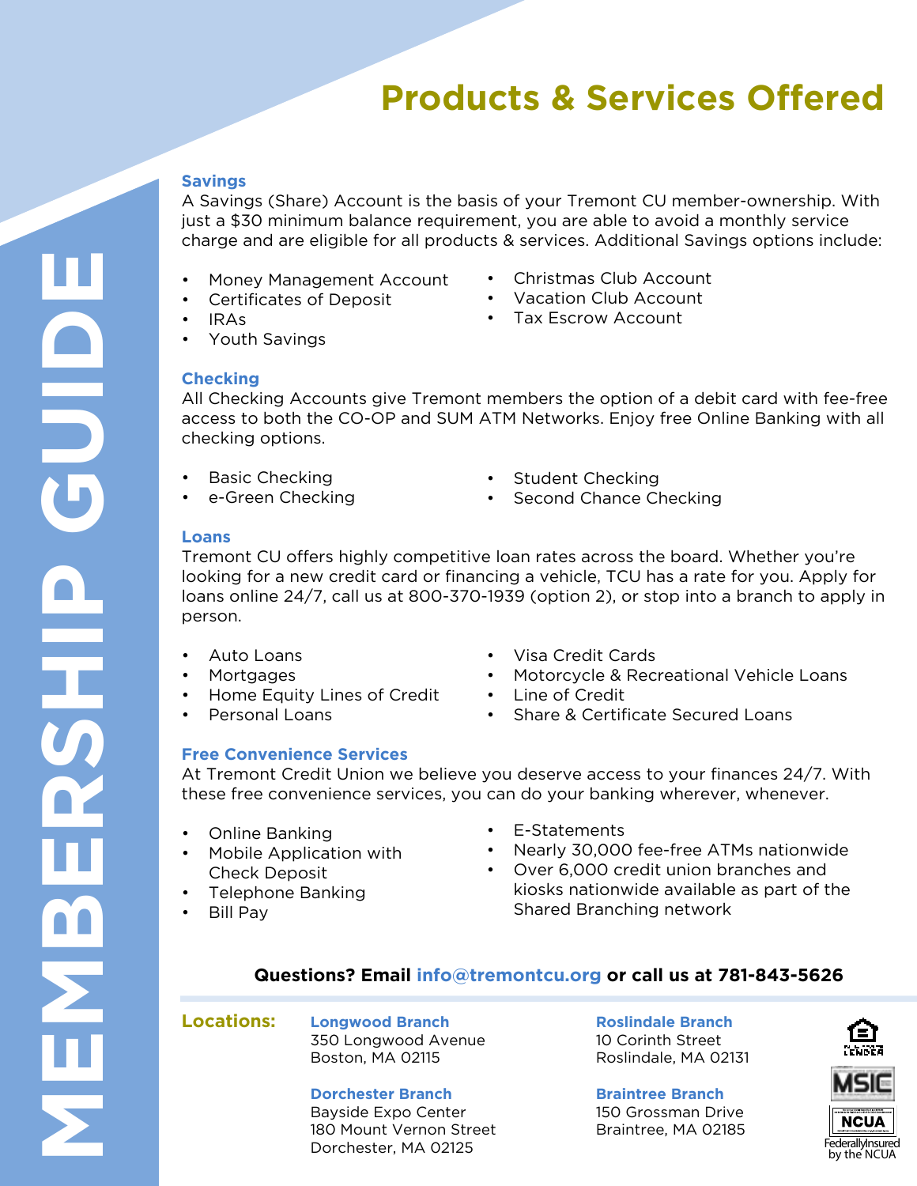# Products & Services Offered

MEMBERSHIP GUIDE

## Savings

A Savings (Share) Account is the basis of your Tremont CU member-ownership. With just a $30 minimum balance requirement, you are able to avoid a monthly service charge and are eligible for all products & services. Additional Savings options include:

- Money Management Account
- Certificates of Deposit
- IRAs
- Youth Savings
- Christmas Club Account
- Vacation Club Account
- Tax Escrow Account

## Checking

All Checking Accounts give Tremont members the option of a debit card with fee-free access to both the CO-OP and SUM ATM Networks. Enjoy free Online Banking with all checking options.

- Basic Checking
- e-Green Checking
- Student Checking
- Second Chance Checking

## Loans

Tremont CU offers highly competitive loan rates across the board. Whether you're looking for a new credit card or financing a vehicle, TCU has a rate for you. Apply for loans online 24/7, call us at 800-370-1939 (option 2), or stop into a branch to apply in person.

- Auto Loans
- Mortgages
- Home Equity Lines of Credit
- Personal Loans
- Visa Credit Cards
- Motorcycle & Recreational Vehicle Loans
- Line of Credit
- Share & Certificate Secured Loans

## Free Convenience Services

At Tremont Credit Union we believe you deserve access to your finances 24/7. With these free convenience services, you can do your banking wherever, whenever.

- Online Banking
- Mobile Application with Check Deposit
- Telephone Banking
- Bill Pay
- E-Statements
- Nearly 30,000 fee-free ATMs nationwide
- Over 6,000 credit union branches and kiosks nationwide available as part of the Shared Branching network

**Questions? Email info@tremontcu.org or call us at 781-843-5626**

## Locations:

**Longwood Branch**
350 Longwood Avenue
Boston, MA 02115

**Dorchester Branch**
Bayside Expo Center
180 Mount Vernon Street
Dorchester, MA 02125

**Roslindale Branch**
10 Corinth Street
Roslindale, MA 02131

**Braintree Branch**
150 Grossman Drive
Braintree, MA 02185

MSIC

NCUA

Federally Insured by the NCUA